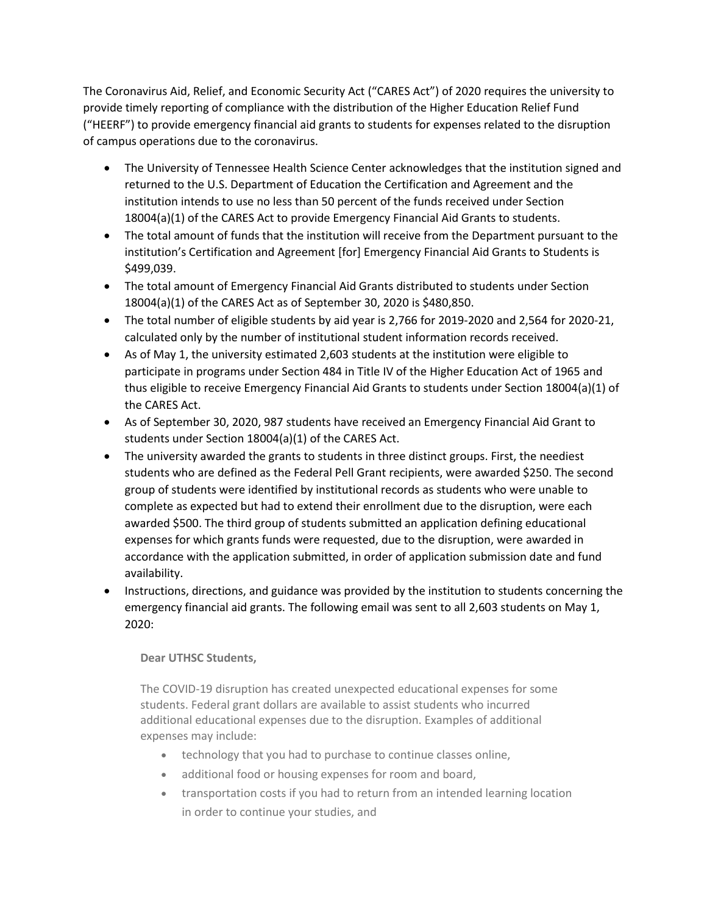The Coronavirus Aid, Relief, and Economic Security Act ("CARES Act") of 2020 requires the university to provide timely reporting of compliance with the distribution of the Higher Education Relief Fund ("HEERF") to provide emergency financial aid grants to students for expenses related to the disruption of campus operations due to the coronavirus.

- The University of Tennessee Health Science Center acknowledges that the institution signed and returned to the U.S. Department of Education the Certification and Agreement and the institution intends to use no less than 50 percent of the funds received under Section 18004(a)(1) of the CARES Act to provide Emergency Financial Aid Grants to students.
- The total amount of funds that the institution will receive from the Department pursuant to the institution's Certification and Agreement [for] Emergency Financial Aid Grants to Students is $499,039.
- The total amount of Emergency Financial Aid Grants distributed to students under Section 18004(a)(1) of the CARES Act as of September 30, 2020 is $480,850.
- The total number of eligible students by aid year is 2,766 for 2019-2020 and 2,564 for 2020-21, calculated only by the number of institutional student information records received.
- As of May 1, the university estimated 2,603 students at the institution were eligible to participate in programs under Section 484 in Title IV of the Higher Education Act of 1965 and thus eligible to receive Emergency Financial Aid Grants to students under Section 18004(a)(1) of the CARES Act.
- As of September 30, 2020, 987 students have received an Emergency Financial Aid Grant to students under Section 18004(a)(1) of the CARES Act.
- The university awarded the grants to students in three distinct groups. First, the neediest students who are defined as the Federal Pell Grant recipients, were awarded $250. The second group of students were identified by institutional records as students who were unable to complete as expected but had to extend their enrollment due to the disruption, were each awarded $500. The third group of students submitted an application defining educational expenses for which grants funds were requested, due to the disruption, were awarded in accordance with the application submitted, in order of application submission date and fund availability.
- Instructions, directions, and guidance was provided by the institution to students concerning the emergency financial aid grants. The following email was sent to all 2,603 students on May 1, 2020:

  **Dear UTHSC Students,**

  The COVID-19 disruption has created unexpected educational expenses for some students. Federal grant dollars are available to assist students who incurred additional educational expenses due to the disruption. Examples of additional expenses may include:

  - technology that you had to purchase to continue classes online,
  - additional food or housing expenses for room and board,
  - transportation costs if you had to return from an intended learning location in order to continue your studies, and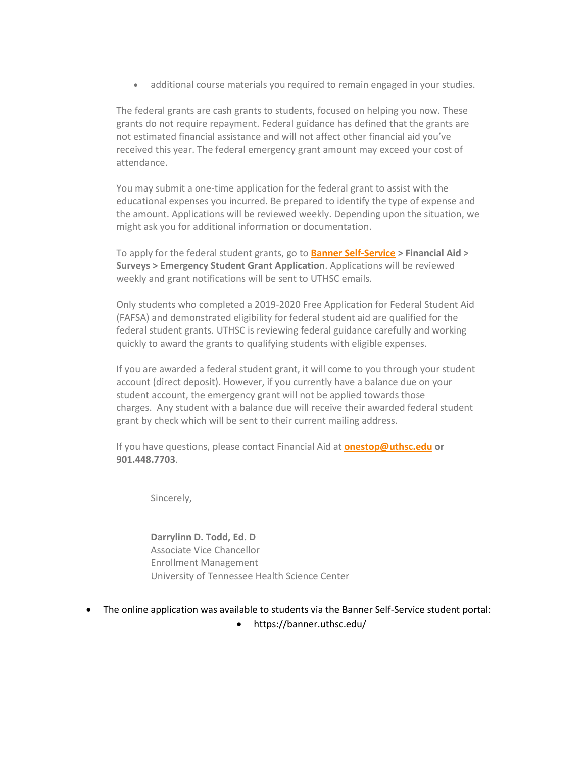- additional course materials you required to remain engaged in your studies.

The federal grants are cash grants to students, focused on helping you now. These grants do not require repayment. Federal guidance has defined that the grants are not estimated financial assistance and will not affect other financial aid you've received this year. The federal emergency grant amount may exceed your cost of attendance.

You may submit a one-time application for the federal grant to assist with the educational expenses you incurred. Be prepared to identify the type of expense and the amount. Applications will be reviewed weekly. Depending upon the situation, we might ask you for additional information or documentation.

To apply for the federal student grants, go to **Banner Self-Service > Financial Aid > Surveys > Emergency Student Grant Application**. Applications will be reviewed weekly and grant notifications will be sent to UTHSC emails.

Only students who completed a 2019-2020 Free Application for Federal Student Aid (FAFSA) and demonstrated eligibility for federal student aid are qualified for the federal student grants. UTHSC is reviewing federal guidance carefully and working quickly to award the grants to qualifying students with eligible expenses.

If you are awarded a federal student grant, it will come to you through your student account (direct deposit). However, if you currently have a balance due on your student account, the emergency grant will not be applied towards those charges. Any student with a balance due will receive their awarded federal student grant by check which will be sent to their current mailing address.

If you have questions, please contact Financial Aid at **onestop@uthsc.edu or 901.448.7703**.

Sincerely,

**Darrylinn D. Todd, Ed. D**
Associate Vice Chancellor
Enrollment Management
University of Tennessee Health Science Center

- The online application was available to students via the Banner Self-Service student portal:
  - https://banner.uthsc.edu/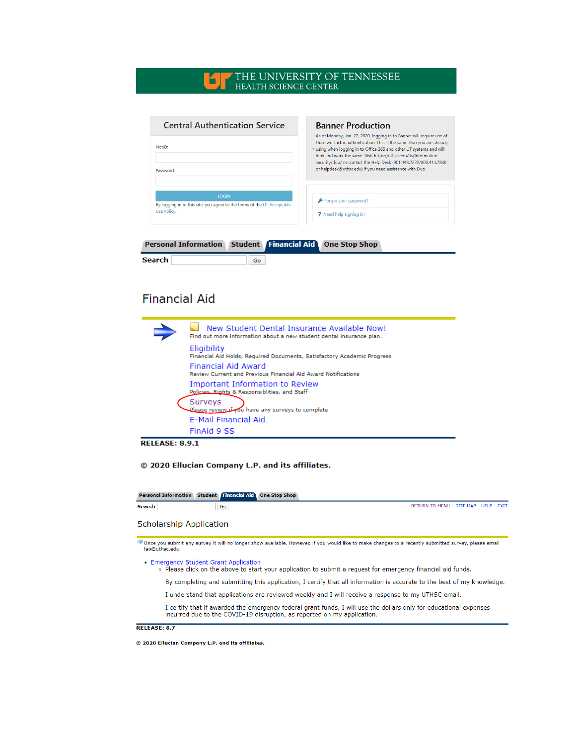# THE UNIVERSITY OF TENNESSEE
HEALTH SCIENCE CENTER

## Central Authentication Service

NetID:

Password:

LOGIN

By logging in to this site, you agree to the terms of the UT Acceptable Use Policy.

## Banner Production

As of Monday, Jan. 27, 2020, logging in to Banner will require use of Duo two-factor authentication. This is the same Duo you are already using when logging in to Office 365 and other UT systems and will look and work the same. Visit https://uthsc.edu/its/information-security/duo/ or contact the Help Desk (901.448.2222/800.413.7830 or helpdesk@uthsc.edu) if you need assistance with Duo.

Forget your password?

Need help signing in?

Personal Information | Student | Financial Aid | One Stop Shop

Search [ ] Go

## Financial Aid

New Student Dental Insurance Available Now!
Find out more information about a new student dental insurance plan.

Eligibility
Financial Aid Holds, Required Documents, Satisfactory Academic Progress

Financial Aid Award
Review Current and Previous Financial Aid Award Notifications

Important Information to Review
Policies, Rights & Responsiblities, and Staff

Surveys
Please review if you have any surveys to complete

E-Mail Financial Aid

FinAid 9 SS

**RELEASE: 8.9.1**

**© 2020 Ellucian Company L.P. and its affiliates.**

Personal Information | Student | Financial Aid | One Stop Shop

Search [ ] Go  RETURN TO MENU  SITE MAP  HELP  EXIT

## Scholarship Application

Once you submit any survey it will no longer show available. However, if you would like to make changes to a recently submitted survey, please email fao@uthsc.edu.

- Emergency Student Grant Application
  - Please click on the above to start your application to submit a request for emergency financial aid funds.

    By completing and submitting this application, I certify that all information is accurate to the best of my knowledge.

    I understand that applications are reviewed weekly and I will receive a response to my UTHSC email.

    I certify that if awarded the emergency federal grant funds, I will use the dollars only for educational expenses incurred due to the COVID-19 disruption, as reported on my application.

**RELEASE: 8.7**

**© 2020 Ellucian Company L.P. and its affiliates.**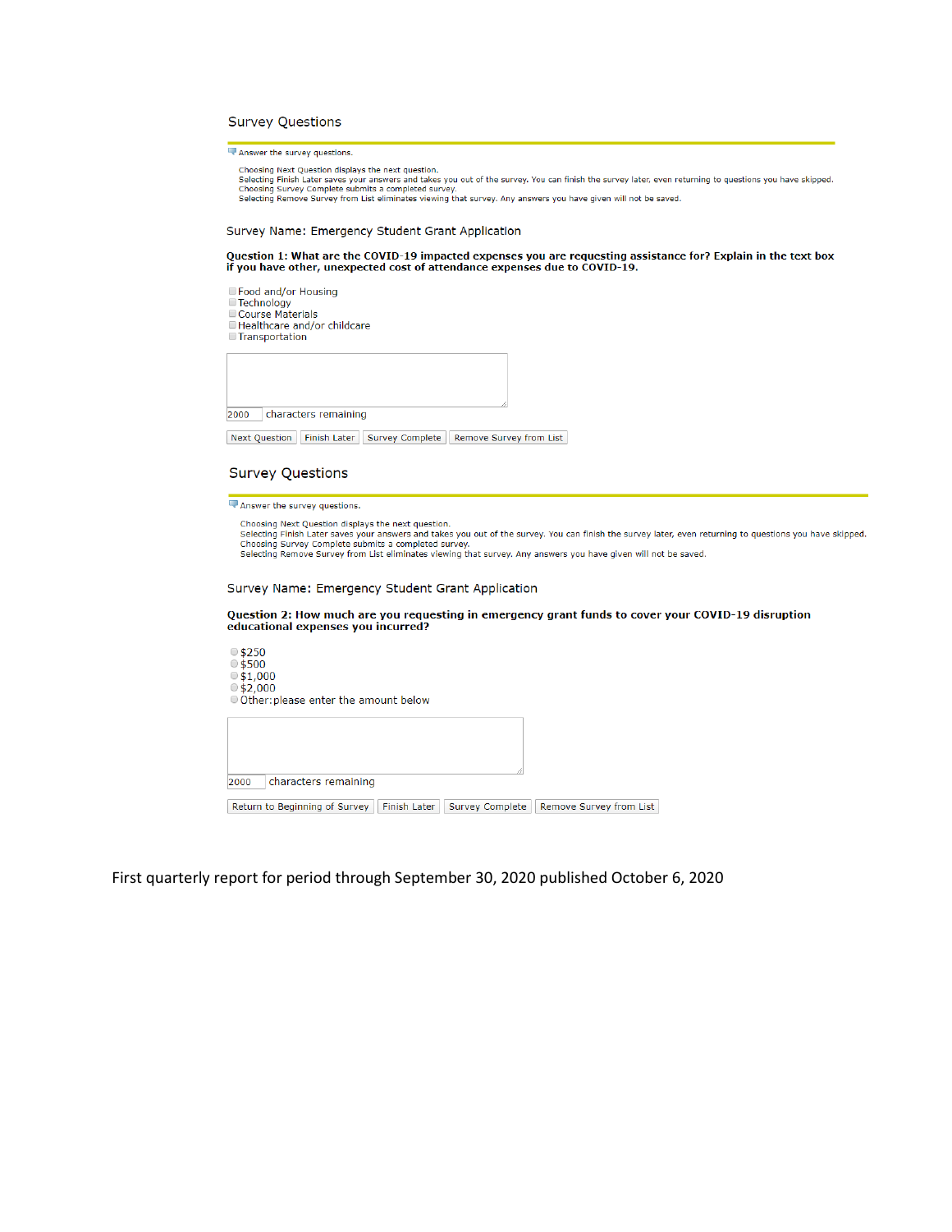## Survey Questions

Answer the survey questions.

Choosing Next Question displays the next question.
Selecting Finish Later saves your answers and takes you out of the survey. You can finish the survey later, even returning to questions you have skipped.
Choosing Survey Complete submits a completed survey.
Selecting Remove Survey from List eliminates viewing that survey. Any answers you have given will not be saved.

Survey Name: Emergency Student Grant Application

**Question 1: What are the COVID-19 impacted expenses you are requesting assistance for? Explain in the text box if you have other, unexpected cost of attendance expenses due to COVID-19.**

- Food and/or Housing
- Technology
- Course Materials
- Healthcare and/or childcare
- Transportation

2000 characters remaining

Next Question | Finish Later | Survey Complete | Remove Survey from List

## Survey Questions

Answer the survey questions.

Choosing Next Question displays the next question.
Selecting Finish Later saves your answers and takes you out of the survey. You can finish the survey later, even returning to questions you have skipped.
Choosing Survey Complete submits a completed survey.
Selecting Remove Survey from List eliminates viewing that survey. Any answers you have given will not be saved.

Survey Name: Emergency Student Grant Application

**Question 2: How much are you requesting in emergency grant funds to cover your COVID-19 disruption educational expenses you incurred?**

- $250
- $500
- $1,000
- $2,000
- Other:please enter the amount below

2000 characters remaining

Return to Beginning of Survey | Finish Later | Survey Complete | Remove Survey from List

First quarterly report for period through September 30, 2020 published October 6, 2020